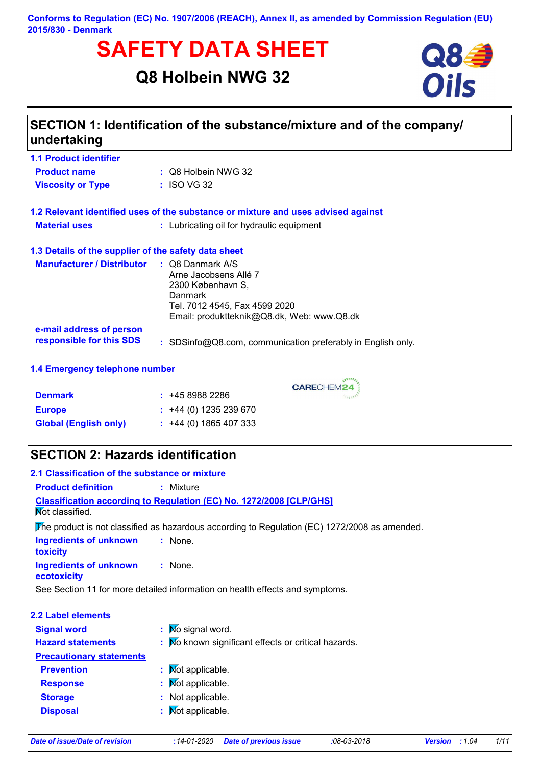Conforms to Regulation (EC) No. 1907/2006 (REACH), Annex II, as amended by Commission Regulation (EU) 2015/830 - Denmark

# SAFETY DATA SHEET

## Q8 Holbein NWG 32

## SECTION 1: Identification of the substance/mixture and of the company/ undertaking

### 1.1 Product identifier

**Product name** : Q8 Holbein NWG 32

**Viscosity or Type** : ISO VG 32

### 1.2 Relevant identified uses of the substance or mixture and uses advised against

**Material uses** : Lubricating oil for hydraulic equipment

### 1.3 Details of the supplier of the safety data sheet

**Manufacturer / Distributor** : Q8 Danmark A/S
Arne Jacobsens Allé 7
2300 København S,
Danmark
Tel. 7012 4545, Fax 4599 2020
Email: produktteknik@Q8.dk, Web: www.Q8.dk

**e-mail address of person responsible for this SDS** : SDSinfo@Q8.com, communication preferably in English only.

### 1.4 Emergency telephone number

CARECHEM24

**Denmark** : +45 8988 2286

**Europe** : +44 (0) 1235 239 670

**Global (English only)** : +44 (0) 1865 407 333

## SECTION 2: Hazards identification

### 2.1 Classification of the substance or mixture

**Product definition** : Mixture

**Classification according to Regulation (EC) No. 1272/2008 [CLP/GHS]**

Not classified.

The product is not classified as hazardous according to Regulation (EC) 1272/2008 as amended.

**Ingredients of unknown toxicity** : None.

**Ingredients of unknown ecotoxicity** : None.

See Section 11 for more detailed information on health effects and symptoms.

### 2.2 Label elements

**Signal word** : No signal word.

**Hazard statements** : No known significant effects or critical hazards.

**Precautionary statements**

**Prevention** : Not applicable.

**Response** : Not applicable.

**Storage** : Not applicable.

**Disposal** : Not applicable.

*Date of issue/Date of revision* : 14-01-2020 *Date of previous issue* : 08-03-2018 *Version* : 1.04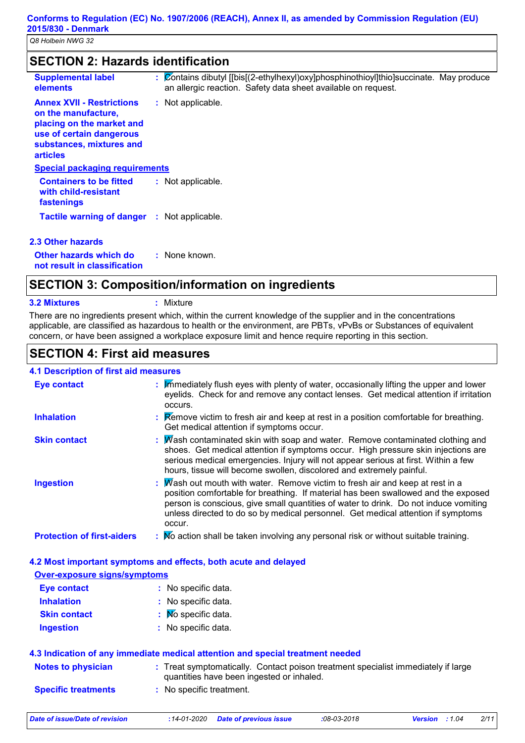## SECTION 2: Hazards identification

**Supplemental label elements** : Contains dibutyl [[bis[(2-ethylhexyl)oxy]phosphinothioyl]thio]succinate. May produce an allergic reaction. Safety data sheet available on request.

**Annex XVII - Restrictions on the manufacture, placing on the market and use of certain dangerous substances, mixtures and articles** : Not applicable.

**Special packaging requirements**

**Containers to be fitted with child-resistant fastenings** : Not applicable.

**Tactile warning of danger** : Not applicable.

### 2.3 Other hazards

**Other hazards which do not result in classification** : None known.

## SECTION 3: Composition/information on ingredients

**3.2 Mixtures** : Mixture

There are no ingredients present which, within the current knowledge of the supplier and in the concentrations applicable, are classified as hazardous to health or the environment, are PBTs, vPvBs or Substances of equivalent concern, or have been assigned a workplace exposure limit and hence require reporting in this section.

## SECTION 4: First aid measures

### 4.1 Description of first aid measures

**Eye contact** : Immediately flush eyes with plenty of water, occasionally lifting the upper and lower eyelids. Check for and remove any contact lenses. Get medical attention if irritation occurs.

**Inhalation** : Remove victim to fresh air and keep at rest in a position comfortable for breathing. Get medical attention if symptoms occur.

**Skin contact** : Wash contaminated skin with soap and water. Remove contaminated clothing and shoes. Get medical attention if symptoms occur. High pressure skin injections are serious medical emergencies. Injury will not appear serious at first. Within a few hours, tissue will become swollen, discolored and extremely painful.

**Ingestion** : Wash out mouth with water. Remove victim to fresh air and keep at rest in a position comfortable for breathing. If material has been swallowed and the exposed person is conscious, give small quantities of water to drink. Do not induce vomiting unless directed to do so by medical personnel. Get medical attention if symptoms occur.

**Protection of first-aiders** : No action shall be taken involving any personal risk or without suitable training.

### 4.2 Most important symptoms and effects, both acute and delayed

**Over-exposure signs/symptoms**

**Eye contact** : No specific data.

**Inhalation** : No specific data.

**Skin contact** : No specific data.

**Ingestion** : No specific data.

### 4.3 Indication of any immediate medical attention and special treatment needed

**Notes to physician** : Treat symptomatically. Contact poison treatment specialist immediately if large quantities have been ingested or inhaled.

**Specific treatments** : No specific treatment.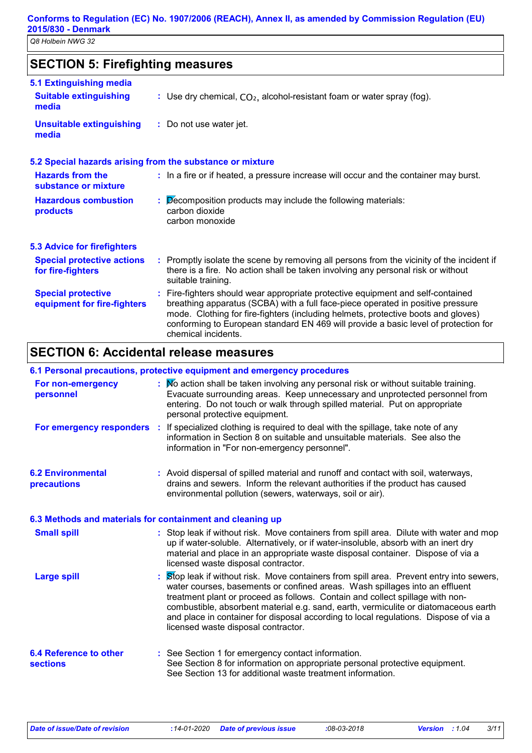## SECTION 5: Firefighting measures

### 5.1 Extinguishing media

**Suitable extinguishing media** : Use dry chemical, $CO_2$, alcohol-resistant foam or water spray (fog).

**Unsuitable extinguishing media** : Do not use water jet.

### 5.2 Special hazards arising from the substance or mixture

**Hazards from the substance or mixture** : In a fire or if heated, a pressure increase will occur and the container may burst.

**Hazardous combustion products** : Decomposition products may include the following materials:
carbon dioxide
carbon monoxide

### 5.3 Advice for firefighters

**Special protective actions for fire-fighters** : Promptly isolate the scene by removing all persons from the vicinity of the incident if there is a fire. No action shall be taken involving any personal risk or without suitable training.

**Special protective equipment for fire-fighters** : Fire-fighters should wear appropriate protective equipment and self-contained breathing apparatus (SCBA) with a full face-piece operated in positive pressure mode. Clothing for fire-fighters (including helmets, protective boots and gloves) conforming to European standard EN 469 will provide a basic level of protection for chemical incidents.

## SECTION 6: Accidental release measures

### 6.1 Personal precautions, protective equipment and emergency procedures

**For non-emergency personnel** : No action shall be taken involving any personal risk or without suitable training. Evacuate surrounding areas. Keep unnecessary and unprotected personnel from entering. Do not touch or walk through spilled material. Put on appropriate personal protective equipment.

**For emergency responders** : If specialized clothing is required to deal with the spillage, take note of any information in Section 8 on suitable and unsuitable materials. See also the information in "For non-emergency personnel".

**6.2 Environmental precautions** : Avoid dispersal of spilled material and runoff and contact with soil, waterways, drains and sewers. Inform the relevant authorities if the product has caused environmental pollution (sewers, waterways, soil or air).

### 6.3 Methods and materials for containment and cleaning up

**Small spill** : Stop leak if without risk. Move containers from spill area. Dilute with water and mop up if water-soluble. Alternatively, or if water-insoluble, absorb with an inert dry material and place in an appropriate waste disposal container. Dispose of via a licensed waste disposal contractor.

**Large spill** : Stop leak if without risk. Move containers from spill area. Prevent entry into sewers, water courses, basements or confined areas. Wash spillages into an effluent treatment plant or proceed as follows. Contain and collect spillage with non-combustible, absorbent material e.g. sand, earth, vermiculite or diatomaceous earth and place in container for disposal according to local regulations. Dispose of via a licensed waste disposal contractor.

**6.4 Reference to other sections** : See Section 1 for emergency contact information.
See Section 8 for information on appropriate personal protective equipment.
See Section 13 for additional waste treatment information.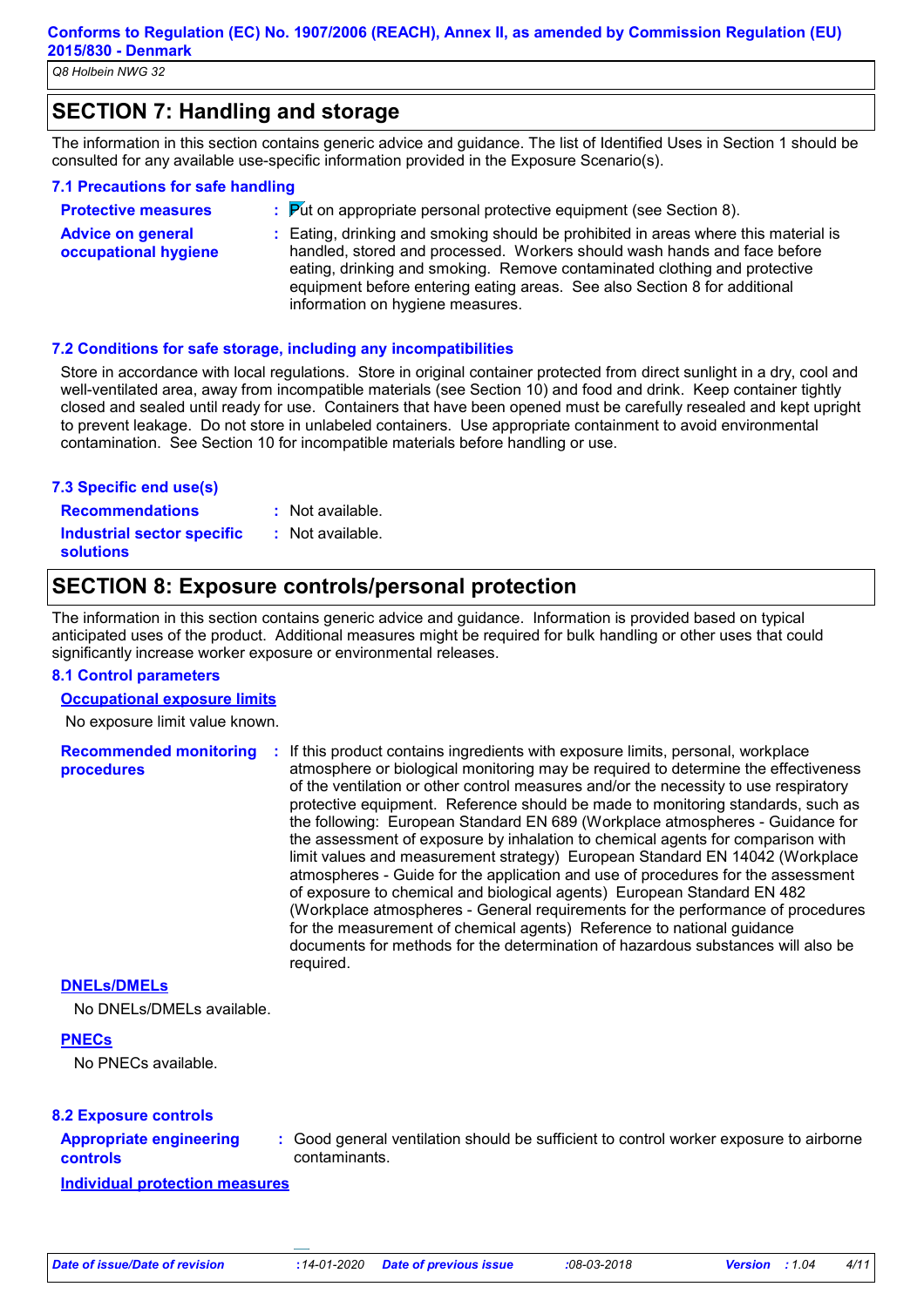## SECTION 7: Handling and storage

The information in this section contains generic advice and guidance. The list of Identified Uses in Section 1 should be consulted for any available use-specific information provided in the Exposure Scenario(s).

### 7.1 Precautions for safe handling

**Protective measures** : Put on appropriate personal protective equipment (see Section 8).

**Advice on general occupational hygiene** : Eating, drinking and smoking should be prohibited in areas where this material is handled, stored and processed. Workers should wash hands and face before eating, drinking and smoking. Remove contaminated clothing and protective equipment before entering eating areas. See also Section 8 for additional information on hygiene measures.

### 7.2 Conditions for safe storage, including any incompatibilities

Store in accordance with local regulations. Store in original container protected from direct sunlight in a dry, cool and well-ventilated area, away from incompatible materials (see Section 10) and food and drink. Keep container tightly closed and sealed until ready for use. Containers that have been opened must be carefully resealed and kept upright to prevent leakage. Do not store in unlabeled containers. Use appropriate containment to avoid environmental contamination. See Section 10 for incompatible materials before handling or use.

### 7.3 Specific end use(s)

**Recommendations** : Not available.

**Industrial sector specific solutions** : Not available.

## SECTION 8: Exposure controls/personal protection

The information in this section contains generic advice and guidance. Information is provided based on typical anticipated uses of the product. Additional measures might be required for bulk handling or other uses that could significantly increase worker exposure or environmental releases.

### 8.1 Control parameters

**Occupational exposure limits**

No exposure limit value known.

**Recommended monitoring procedures** : If this product contains ingredients with exposure limits, personal, workplace atmosphere or biological monitoring may be required to determine the effectiveness of the ventilation or other control measures and/or the necessity to use respiratory protective equipment. Reference should be made to monitoring standards, such as the following: European Standard EN 689 (Workplace atmospheres - Guidance for the assessment of exposure by inhalation to chemical agents for comparison with limit values and measurement strategy) European Standard EN 14042 (Workplace atmospheres - Guide for the application and use of procedures for the assessment of exposure to chemical and biological agents) European Standard EN 482 (Workplace atmospheres - General requirements for the performance of procedures for the measurement of chemical agents) Reference to national guidance documents for methods for the determination of hazardous substances will also be required.

**DNELs/DMELs**

No DNELs/DMELs available.

**PNECs**

No PNECs available.

### 8.2 Exposure controls

**Appropriate engineering controls** : Good general ventilation should be sufficient to control worker exposure to airborne contaminants.

**Individual protection measures**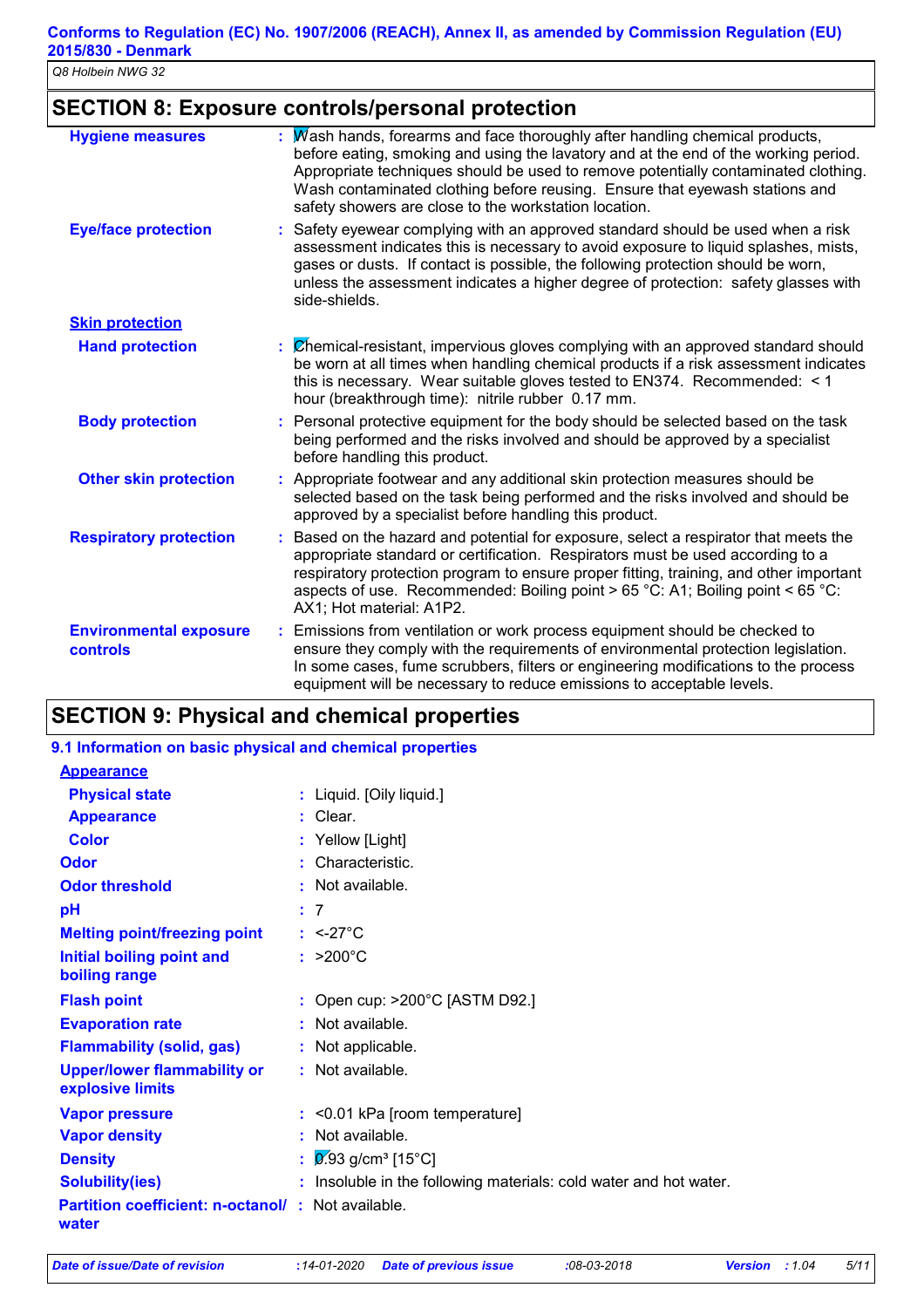## SECTION 8: Exposure controls/personal protection

| | |
|---|---|
| **Hygiene measures** | Wash hands, forearms and face thoroughly after handling chemical products, before eating, smoking and using the lavatory and at the end of the working period. Appropriate techniques should be used to remove potentially contaminated clothing. Wash contaminated clothing before reusing. Ensure that eyewash stations and safety showers are close to the workstation location. |
| **Eye/face protection** | Safety eyewear complying with an approved standard should be used when a risk assessment indicates this is necessary to avoid exposure to liquid splashes, mists, gases or dusts. If contact is possible, the following protection should be worn, unless the assessment indicates a higher degree of protection: safety glasses with side-shields. |
| **Skin protection** | |
| **Hand protection** | Chemical-resistant, impervious gloves complying with an approved standard should be worn at all times when handling chemical products if a risk assessment indicates this is necessary. Wear suitable gloves tested to EN374. Recommended: < 1 hour (breakthrough time): nitrile rubber 0.17 mm. |
| **Body protection** | Personal protective equipment for the body should be selected based on the task being performed and the risks involved and should be approved by a specialist before handling this product. |
| **Other skin protection** | Appropriate footwear and any additional skin protection measures should be selected based on the task being performed and the risks involved and should be approved by a specialist before handling this product. |
| **Respiratory protection** | Based on the hazard and potential for exposure, select a respirator that meets the appropriate standard or certification. Respirators must be used according to a respiratory protection program to ensure proper fitting, training, and other important aspects of use. Recommended: Boiling point > 65 °C: A1; Boiling point < 65 °C: AX1; Hot material: A1P2. |
| **Environmental exposure controls** | Emissions from ventilation or work process equipment should be checked to ensure they comply with the requirements of environmental protection legislation. In some cases, fume scrubbers, filters or engineering modifications to the process equipment will be necessary to reduce emissions to acceptable levels. |

## SECTION 9: Physical and chemical properties

### 9.1 Information on basic physical and chemical properties

| | |
|---|---|
| **Appearance** | |
| **Physical state** | Liquid. [Oily liquid.] |
| **Appearance** | Clear. |
| **Color** | Yellow [Light] |
| **Odor** | Characteristic. |
| **Odor threshold** | Not available. |
| **pH** | 7 |
| **Melting point/freezing point** | <-27°C |
| **Initial boiling point and boiling range** | >200°C |
| **Flash point** | Open cup: >200°C [ASTM D92.] |
| **Evaporation rate** | Not available. |
| **Flammability (solid, gas)** | Not applicable. |
| **Upper/lower flammability or explosive limits** | Not available. |
| **Vapor pressure** | <0.01 kPa [room temperature] |
| **Vapor density** | Not available. |
| **Density** | 0.93 g/cm³ [15°C] |
| **Solubility(ies)** | Insoluble in the following materials: cold water and hot water. |
| **Partition coefficient: n-octanol/ water** | Not available. |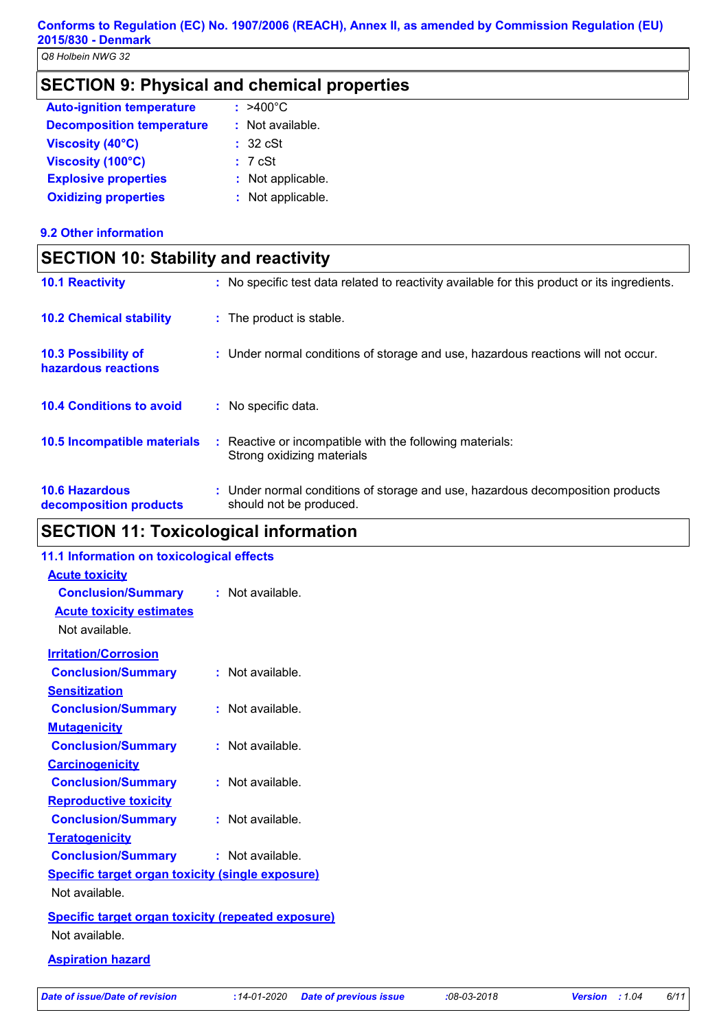## SECTION 9: Physical and chemical properties

| | |
|---|---|
| **Auto-ignition temperature** | : >400°C |
| **Decomposition temperature** | : Not available. |
| **Viscosity (40°C)** | : 32 cSt |
| **Viscosity (100°C)** | : 7 cSt |
| **Explosive properties** | : Not applicable. |
| **Oxidizing properties** | : Not applicable. |

### 9.2 Other information

## SECTION 10: Stability and reactivity

| | |
|---|---|
| **10.1 Reactivity** | : No specific test data related to reactivity available for this product or its ingredients. |
| **10.2 Chemical stability** | : The product is stable. |
| **10.3 Possibility of hazardous reactions** | : Under normal conditions of storage and use, hazardous reactions will not occur. |
| **10.4 Conditions to avoid** | : No specific data. |
| **10.5 Incompatible materials** | : Reactive or incompatible with the following materials: Strong oxidizing materials |
| **10.6 Hazardous decomposition products** | : Under normal conditions of storage and use, hazardous decomposition products should not be produced. |

## SECTION 11: Toxicological information

### 11.1 Information on toxicological effects

**Acute toxicity**

**Conclusion/Summary** : Not available.

**Acute toxicity estimates**

Not available.

**Irritation/Corrosion**

**Conclusion/Summary** : Not available.

**Sensitization**

**Conclusion/Summary** : Not available.

**Mutagenicity**

**Conclusion/Summary** : Not available.

**Carcinogenicity**

**Conclusion/Summary** : Not available.

**Reproductive toxicity**

**Conclusion/Summary** : Not available.

**Teratogenicity**

**Conclusion/Summary** : Not available.

**Specific target organ toxicity (single exposure)**

Not available.

**Specific target organ toxicity (repeated exposure)**

Not available.

**Aspiration hazard**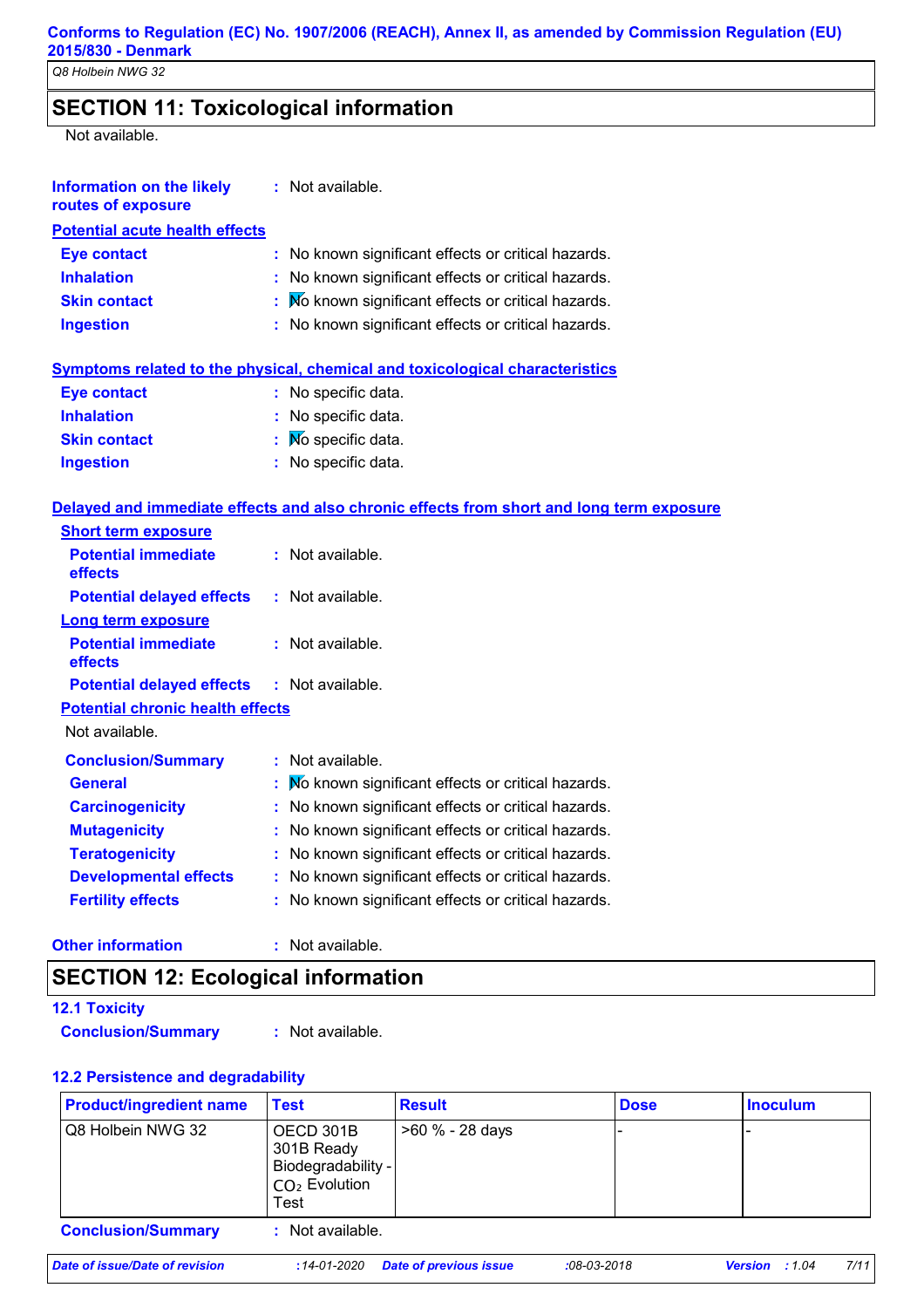## SECTION 11: Toxicological information

Not available.

**Information on the likely routes of exposure** : Not available.

**Potential acute health effects**

**Eye contact** : No known significant effects or critical hazards.
**Inhalation** : No known significant effects or critical hazards.
**Skin contact** : No known significant effects or critical hazards.
**Ingestion** : No known significant effects or critical hazards.

**Symptoms related to the physical, chemical and toxicological characteristics**

**Eye contact** : No specific data.
**Inhalation** : No specific data.
**Skin contact** : No specific data.
**Ingestion** : No specific data.

**Delayed and immediate effects and also chronic effects from short and long term exposure**

**Short term exposure**

**Potential immediate effects** : Not available.
**Potential delayed effects** : Not available.

**Long term exposure**

**Potential immediate effects** : Not available.
**Potential delayed effects** : Not available.

**Potential chronic health effects**

Not available.

**Conclusion/Summary** : Not available.
**General** : No known significant effects or critical hazards.
**Carcinogenicity** : No known significant effects or critical hazards.
**Mutagenicity** : No known significant effects or critical hazards.
**Teratogenicity** : No known significant effects or critical hazards.
**Developmental effects** : No known significant effects or critical hazards.
**Fertility effects** : No known significant effects or critical hazards.

**Other information** : Not available.

## SECTION 12: Ecological information

**12.1 Toxicity**

**Conclusion/Summary** : Not available.

**12.2 Persistence and degradability**

| Product/ingredient name | Test | Result | Dose | Inoculum |
|---|---|---|---|---|
| Q8 Holbein NWG 32 | OECD 301B 301B Ready Biodegradability - $CO_2$ Evolution Test | >60 % - 28 days | - | - |

**Conclusion/Summary** : Not available.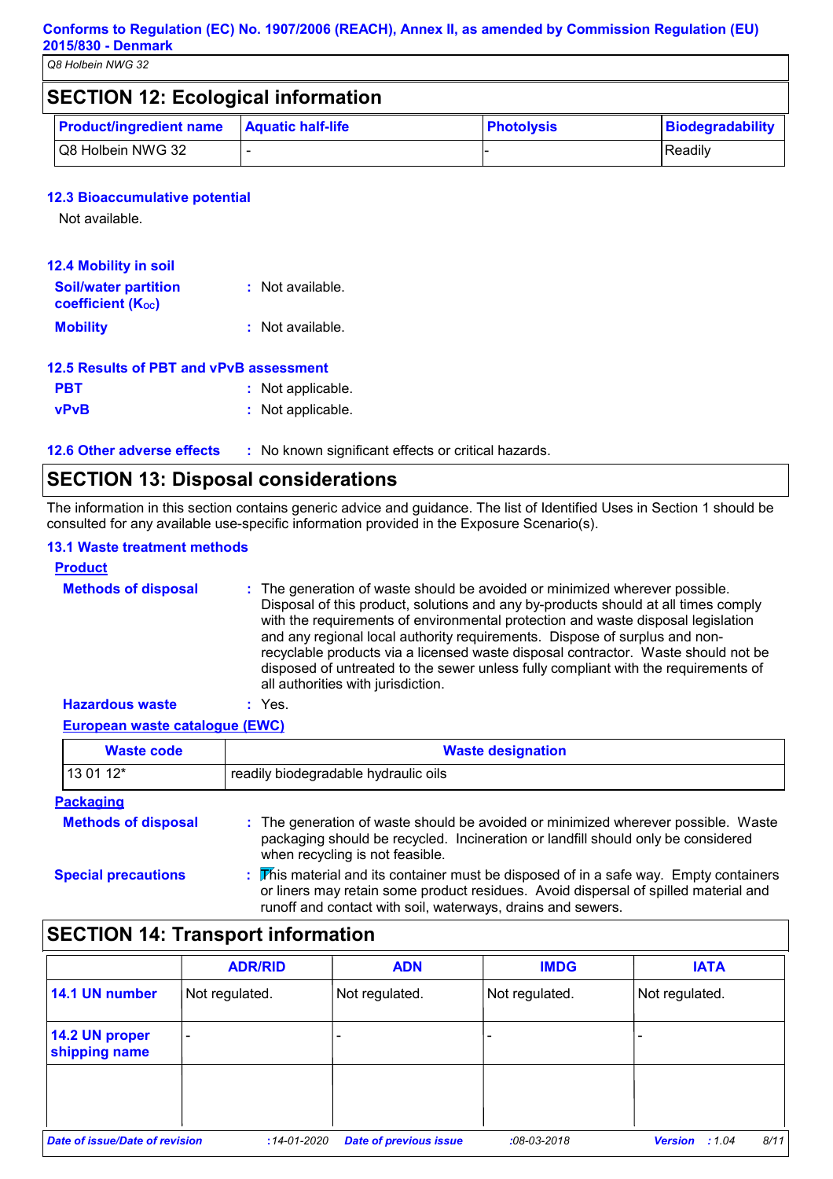## SECTION 12: Ecological information

| Product/ingredient name | Aquatic half-life | Photolysis | Biodegradability |
|---|---|---|---|
| Q8 Holbein NWG 32 | - | - | Readily |

### 12.3 Bioaccumulative potential

Not available.

### 12.4 Mobility in soil

**Soil/water partition coefficient ($K_{OC}$)** : Not available.

**Mobility** : Not available.

### 12.5 Results of PBT and vPvB assessment

**PBT** : Not applicable.

**vPvB** : Not applicable.

**12.6 Other adverse effects** : No known significant effects or critical hazards.

## SECTION 13: Disposal considerations

The information in this section contains generic advice and guidance. The list of Identified Uses in Section 1 should be consulted for any available use-specific information provided in the Exposure Scenario(s).

### 13.1 Waste treatment methods

**Product**

**Methods of disposal** : The generation of waste should be avoided or minimized wherever possible. Disposal of this product, solutions and any by-products should at all times comply with the requirements of environmental protection and waste disposal legislation and any regional local authority requirements. Dispose of surplus and non-recyclable products via a licensed waste disposal contractor. Waste should not be disposed of untreated to the sewer unless fully compliant with the requirements of all authorities with jurisdiction.

**Hazardous waste** : Yes.

**European waste catalogue (EWC)**

| Waste code | Waste designation |
|---|---|
| 13 01 12* | readily biodegradable hydraulic oils |

**Packaging**

**Methods of disposal** : The generation of waste should be avoided or minimized wherever possible. Waste packaging should be recycled. Incineration or landfill should only be considered when recycling is not feasible.

**Special precautions** : This material and its container must be disposed of in a safe way. Empty containers or liners may retain some product residues. Avoid dispersal of spilled material and runoff and contact with soil, waterways, drains and sewers.

## SECTION 14: Transport information

| | ADR/RID | ADN | IMDG | IATA |
|---|---|---|---|---|
| **14.1 UN number** | Not regulated. | Not regulated. | Not regulated. | Not regulated. |
| **14.2 UN proper shipping name** | - | - | - | - |
| | | | | |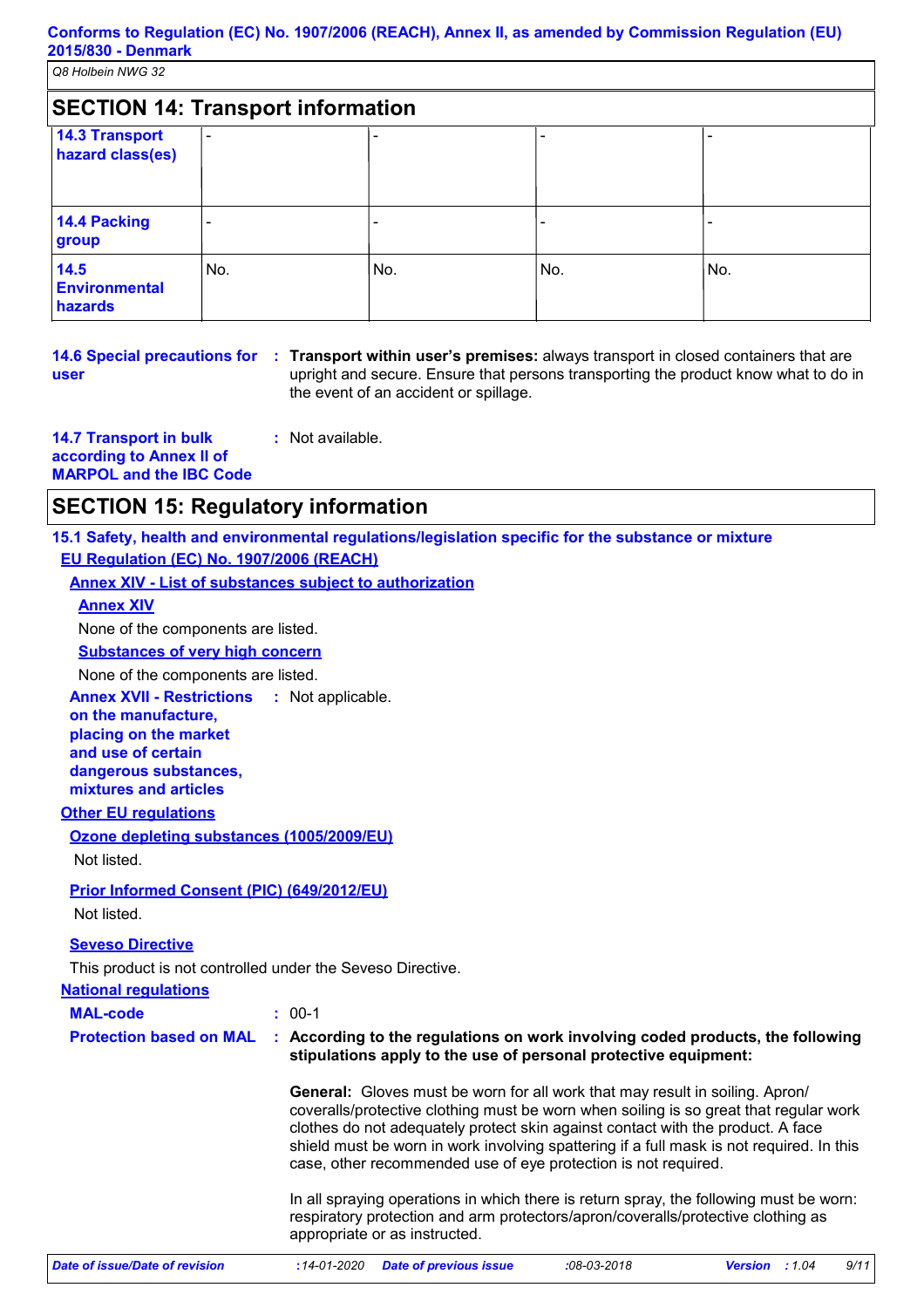## SECTION 14: Transport information

| | | | | |
|---|---|---|---|---|
| **14.3 Transport hazard class(es)** | - | - | - | - |
| **14.4 Packing group** | - | - | - | - |
| **14.5 Environmental hazards** | No. | No. | No. | No. |

**14.6 Special precautions for user** : **Transport within user's premises:** always transport in closed containers that are upright and secure. Ensure that persons transporting the product know what to do in the event of an accident or spillage.

**14.7 Transport in bulk according to Annex II of MARPOL and the IBC Code** : Not available.

## SECTION 15: Regulatory information

### 15.1 Safety, health and environmental regulations/legislation specific for the substance or mixture

**EU Regulation (EC) No. 1907/2006 (REACH)**

**Annex XIV - List of substances subject to authorization**

**Annex XIV**

None of the components are listed.

**Substances of very high concern**

None of the components are listed.

**Annex XVII - Restrictions on the manufacture, placing on the market and use of certain dangerous substances, mixtures and articles** : Not applicable.

**Other EU regulations**

**Ozone depleting substances (1005/2009/EU)**

Not listed.

**Prior Informed Consent (PIC) (649/2012/EU)**

Not listed.

**Seveso Directive**

This product is not controlled under the Seveso Directive.

**National regulations**

**MAL-code** : 00-1

**Protection based on MAL** : **According to the regulations on work involving coded products, the following stipulations apply to the use of personal protective equipment:**

**General:** Gloves must be worn for all work that may result in soiling. Apron/ coveralls/protective clothing must be worn when soiling is so great that regular work clothes do not adequately protect skin against contact with the product. A face shield must be worn in work involving spattering if a full mask is not required. In this case, other recommended use of eye protection is not required.

In all spraying operations in which there is return spray, the following must be worn: respiratory protection and arm protectors/apron/coveralls/protective clothing as appropriate or as instructed.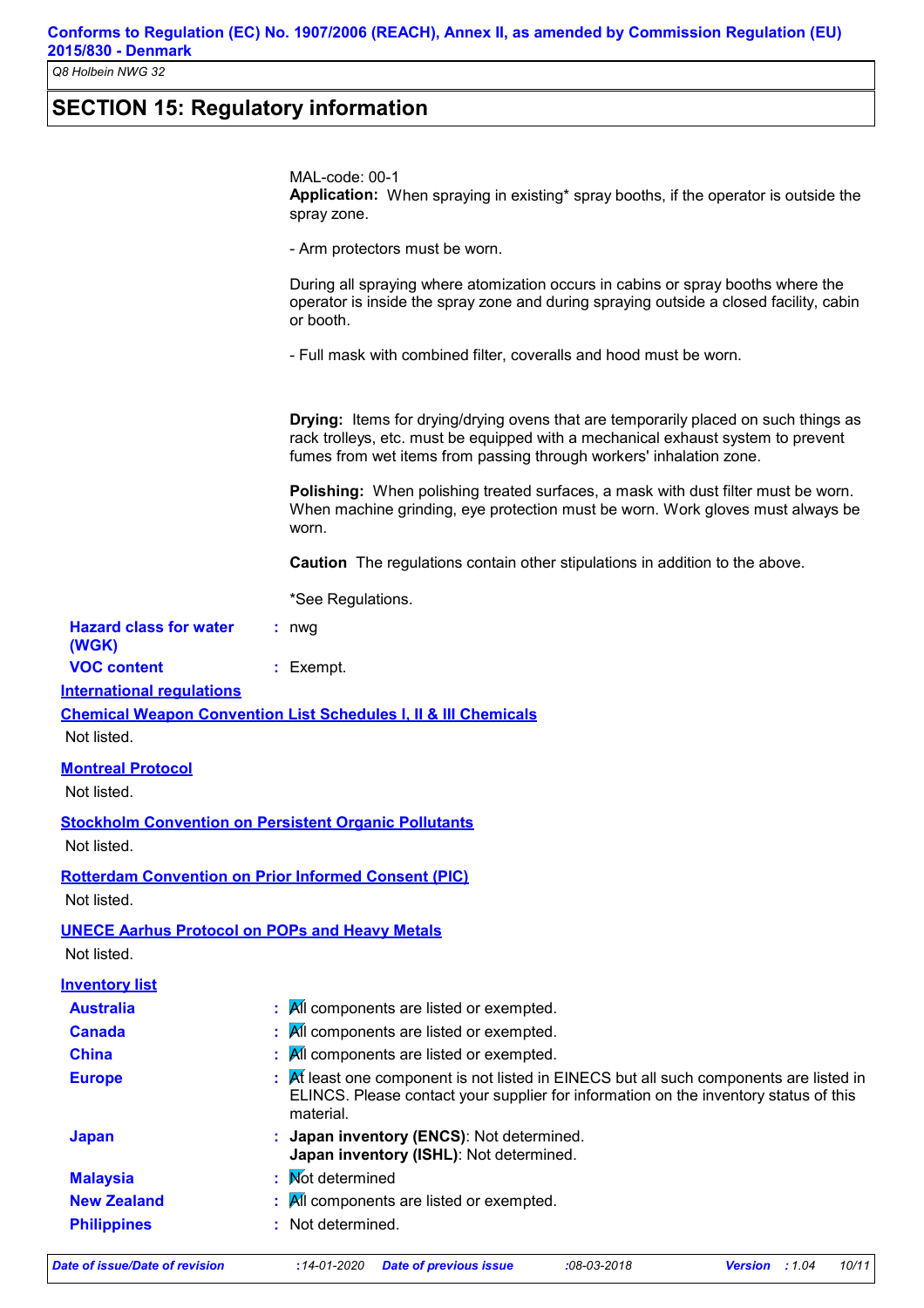## SECTION 15: Regulatory information

MAL-code: 00-1

**Application:** When spraying in existing* spray booths, if the operator is outside the spray zone.

- Arm protectors must be worn.

During all spraying where atomization occurs in cabins or spray booths where the operator is inside the spray zone and during spraying outside a closed facility, cabin or booth.

- Full mask with combined filter, coveralls and hood must be worn.

**Drying:** Items for drying/drying ovens that are temporarily placed on such things as rack trolleys, etc. must be equipped with a mechanical exhaust system to prevent fumes from wet items from passing through workers' inhalation zone.

**Polishing:** When polishing treated surfaces, a mask with dust filter must be worn. When machine grinding, eye protection must be worn. Work gloves must always be worn.

**Caution** The regulations contain other stipulations in addition to the above.

*See Regulations.

**Hazard class for water (WGK)** : nwg

**VOC content** : Exempt.

**International regulations**

**Chemical Weapon Convention List Schedules I, II & III Chemicals**

Not listed.

**Montreal Protocol**

Not listed.

**Stockholm Convention on Persistent Organic Pollutants**

Not listed.

**Rotterdam Convention on Prior Informed Consent (PIC)**

Not listed.

**UNECE Aarhus Protocol on POPs and Heavy Metals**

Not listed.

**Inventory list**

**Australia** : All components are listed or exempted.

**Canada** : All components are listed or exempted.

**China** : All components are listed or exempted.

**Europe** : At least one component is not listed in EINECS but all such components are listed in ELINCS. Please contact your supplier for information on the inventory status of this material.

**Japan** : **Japan inventory (ENCS)**: Not determined.
**Japan inventory (ISHL)**: Not determined.

**Malaysia** : Not determined

**New Zealand** : All components are listed or exempted.

**Philippines** : Not determined.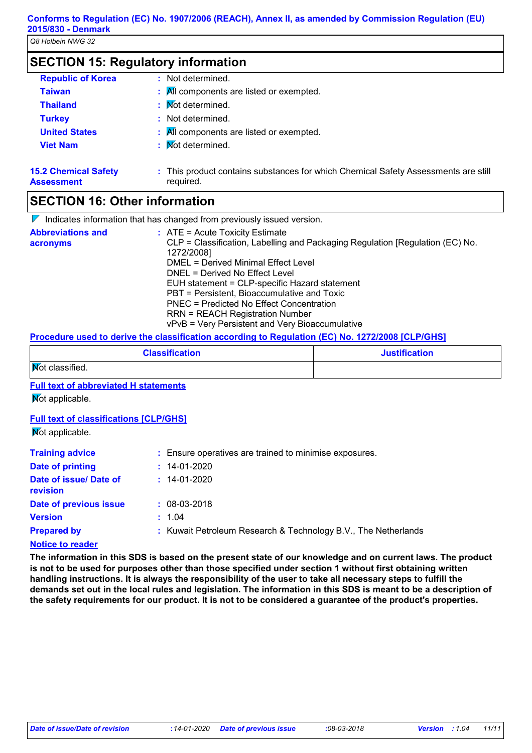## SECTION 15: Regulatory information

| | |
|---|---|
| **Republic of Korea** | : Not determined. |
| **Taiwan** | : All components are listed or exempted. |
| **Thailand** | : Not determined. |
| **Turkey** | : Not determined. |
| **United States** | : All components are listed or exempted. |
| **Viet Nam** | : Not determined. |

**15.2 Chemical Safety Assessment** : This product contains substances for which Chemical Safety Assessments are still required.

## SECTION 16: Other information

Indicates information that has changed from previously issued version.

**Abbreviations and acronyms** :
ATE = Acute Toxicity Estimate
CLP = Classification, Labelling and Packaging Regulation [Regulation (EC) No. 1272/2008]
DMEL = Derived Minimal Effect Level
DNEL = Derived No Effect Level
EUH statement = CLP-specific Hazard statement
PBT = Persistent, Bioaccumulative and Toxic
PNEC = Predicted No Effect Concentration
RRN = REACH Registration Number
vPvB = Very Persistent and Very Bioaccumulative

**Procedure used to derive the classification according to Regulation (EC) No. 1272/2008 [CLP/GHS]**

| Classification | Justification |
|---|---|
| Not classified. | |

**Full text of abbreviated H statements**

Not applicable.

**Full text of classifications [CLP/GHS]**

Not applicable.

| | |
|---|---|
| **Training advice** | : Ensure operatives are trained to minimise exposures. |
| **Date of printing** | : 14-01-2020 |
| **Date of issue/ Date of revision** | : 14-01-2020 |
| **Date of previous issue** | : 08-03-2018 |
| **Version** | : 1.04 |
| **Prepared by** | : Kuwait Petroleum Research & Technology B.V., The Netherlands |

**Notice to reader**

**The information in this SDS is based on the present state of our knowledge and on current laws. The product is not to be used for purposes other than those specified under section 1 without first obtaining written handling instructions. It is always the responsibility of the user to take all necessary steps to fulfill the demands set out in the local rules and legislation. The information in this SDS is meant to be a description of the safety requirements for our product. It is not to be considered a guarantee of the product's properties.**